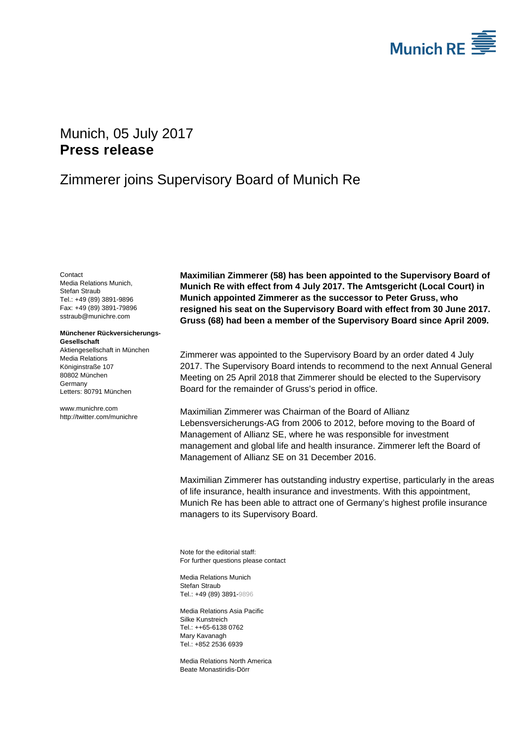Munich RE

Munich, 05 July 2017
**Press release**

# Zimmerer joins Supervisory Board of Munich Re

Contact
Media Relations Munich,
Stefan Straub
Tel.: +49 (89) 3891-9896
Fax: +49 (89) 3891-79896
sstraub@munichre.com

**Münchener Rückversicherungs-Gesellschaft**
Aktiengesellschaft in München
Media Relations
Königinstraße 107
80802 München
Germany
Letters: 80791 München

www.munichre.com
http://twitter.com/munichre

**Maximilian Zimmerer (58) has been appointed to the Supervisory Board of Munich Re with effect from 4 July 2017. The Amtsgericht (Local Court) in Munich appointed Zimmerer as the successor to Peter Gruss, who resigned his seat on the Supervisory Board with effect from 30 June 2017. Gruss (68) had been a member of the Supervisory Board since April 2009.**

Zimmerer was appointed to the Supervisory Board by an order dated 4 July 2017. The Supervisory Board intends to recommend to the next Annual General Meeting on 25 April 2018 that Zimmerer should be elected to the Supervisory Board for the remainder of Gruss's period in office.

Maximilian Zimmerer was Chairman of the Board of Allianz Lebensversicherungs-AG from 2006 to 2012, before moving to the Board of Management of Allianz SE, where he was responsible for investment management and global life and health insurance. Zimmerer left the Board of Management of Allianz SE on 31 December 2016.

Maximilian Zimmerer has outstanding industry expertise, particularly in the areas of life insurance, health insurance and investments. With this appointment, Munich Re has been able to attract one of Germany's highest profile insurance managers to its Supervisory Board.

Note for the editorial staff:
For further questions please contact

Media Relations Munich
Stefan Straub
Tel.: +49 (89) 3891-9896

Media Relations Asia Pacific
Silke Kunstreich
Tel.: ++65-6138 0762
Mary Kavanagh
Tel.: +852 2536 6939

Media Relations North America
Beate Monastiridis-Dörr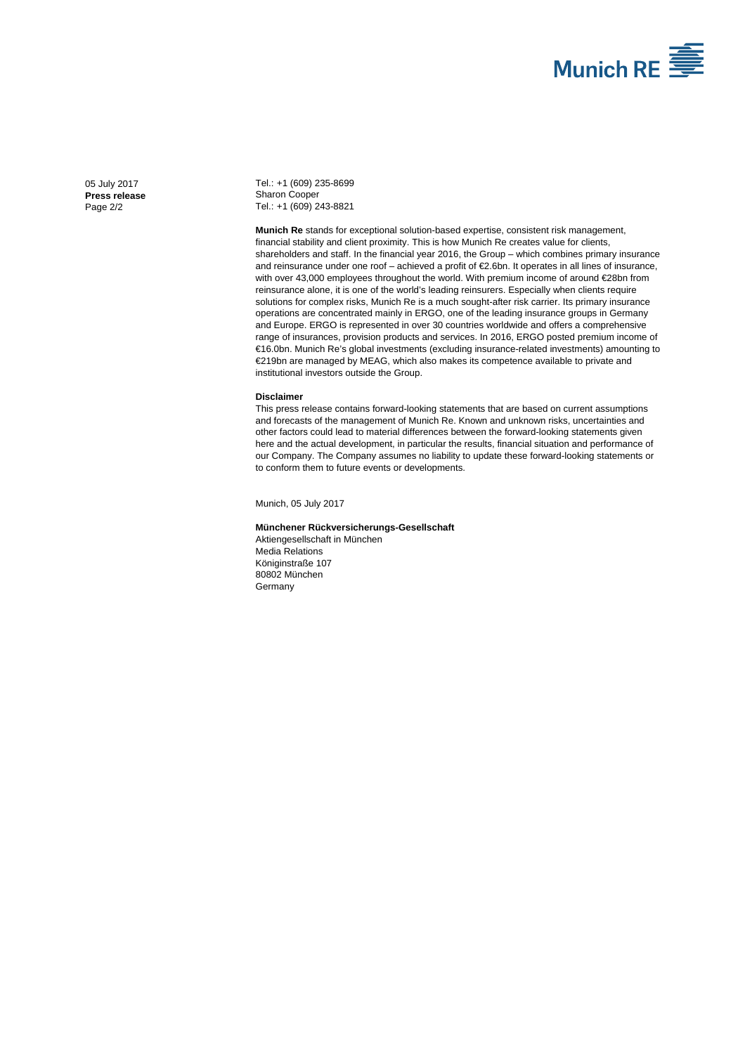Tel.: +1 (609) 235-8699
Sharon Cooper
Tel.: +1 (609) 243-8821

**Munich Re** stands for exceptional solution-based expertise, consistent risk management, financial stability and client proximity. This is how Munich Re creates value for clients, shareholders and staff. In the financial year 2016, the Group – which combines primary insurance and reinsurance under one roof – achieved a profit of €2.6bn. It operates in all lines of insurance, with over 43,000 employees throughout the world. With premium income of around €28bn from reinsurance alone, it is one of the world's leading reinsurers. Especially when clients require solutions for complex risks, Munich Re is a much sought-after risk carrier. Its primary insurance operations are concentrated mainly in ERGO, one of the leading insurance groups in Germany and Europe. ERGO is represented in over 30 countries worldwide and offers a comprehensive range of insurances, provision products and services. In 2016, ERGO posted premium income of €16.0bn. Munich Re's global investments (excluding insurance-related investments) amounting to €219bn are managed by MEAG, which also makes its competence available to private and institutional investors outside the Group.

**Disclaimer**
This press release contains forward-looking statements that are based on current assumptions and forecasts of the management of Munich Re. Known and unknown risks, uncertainties and other factors could lead to material differences between the forward-looking statements given here and the actual development, in particular the results, financial situation and performance of our Company. The Company assumes no liability to update these forward-looking statements or to conform them to future events or developments.

Munich, 05 July 2017

**Münchener Rückversicherungs-Gesellschaft**
Aktiengesellschaft in München
Media Relations
Königinstraße 107
80802 München
Germany